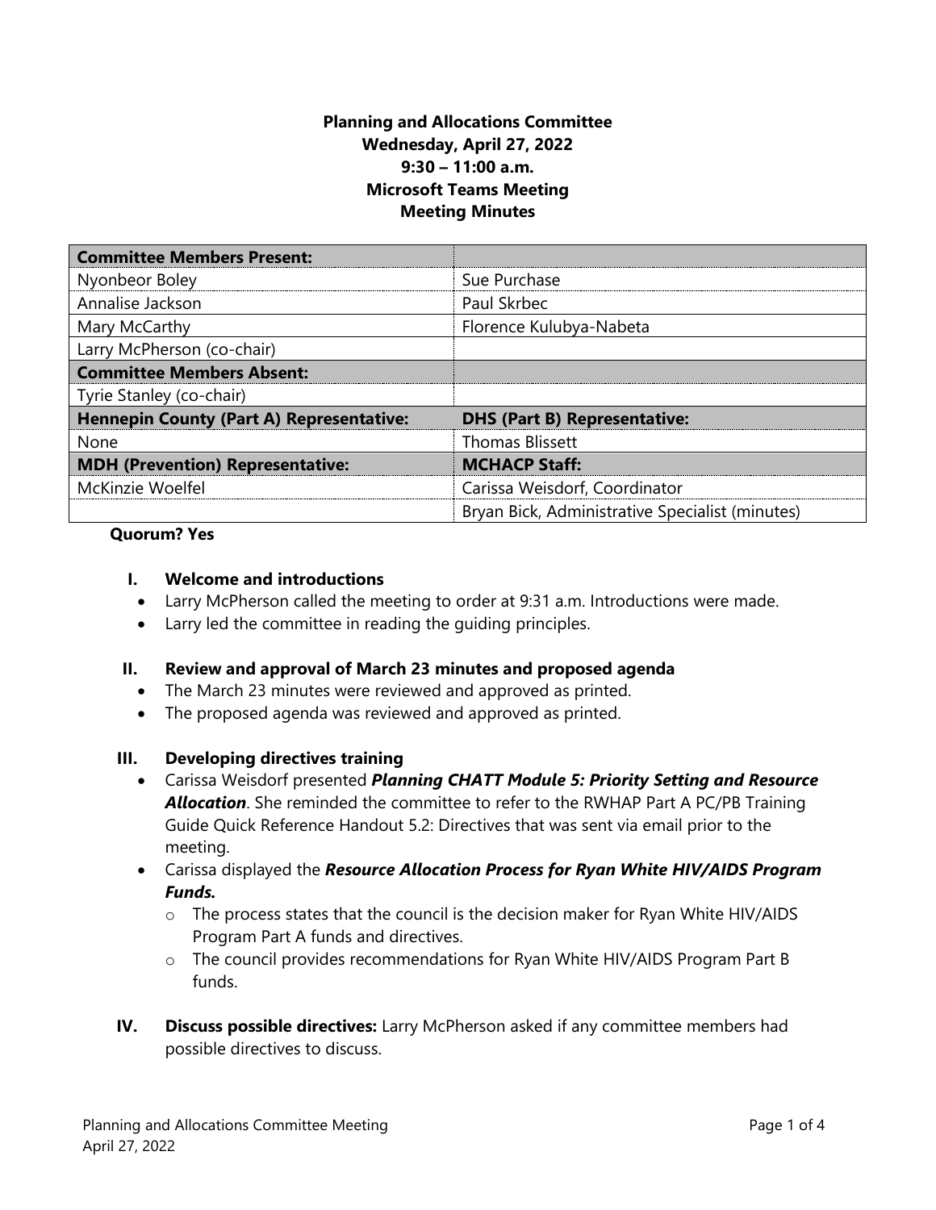**Planning and Allocations Committee**
**Wednesday, April 27, 2022**
**9:30 – 11:00 a.m.**
**Microsoft Teams Meeting**
**Meeting Minutes**

| **Committee Members Present:** | |
|---|---|
| Nyonbeor Boley | Sue Purchase |
| Annalise Jackson | Paul Skrbec |
| Mary McCarthy | Florence Kulubya-Nabeta |
| Larry McPherson (co-chair) | |
| **Committee Members Absent:** | |
| Tyrie Stanley (co-chair) | |
| **Hennepin County (Part A) Representative:** | **DHS (Part B) Representative:** |
| None | Thomas Blissett |
| **MDH (Prevention) Representative:** | **MCHACP Staff:** |
| McKinzie Woelfel | Carissa Weisdorf, Coordinator |
| | Bryan Bick, Administrative Specialist (minutes) |

**Quorum? Yes**

**I. Welcome and introductions**

- Larry McPherson called the meeting to order at 9:31 a.m. Introductions were made.
- Larry led the committee in reading the guiding principles.

**II. Review and approval of March 23 minutes and proposed agenda**

- The March 23 minutes were reviewed and approved as printed.
- The proposed agenda was reviewed and approved as printed.

**III. Developing directives training**

- Carissa Weisdorf presented ***Planning CHATT Module 5: Priority Setting and Resource Allocation***. She reminded the committee to refer to the RWHAP Part A PC/PB Training Guide Quick Reference Handout 5.2: Directives that was sent via email prior to the meeting.
- Carissa displayed the ***Resource Allocation Process for Ryan White HIV/AIDS Program Funds.***
  - The process states that the council is the decision maker for Ryan White HIV/AIDS Program Part A funds and directives.
  - The council provides recommendations for Ryan White HIV/AIDS Program Part B funds.

**IV. Discuss possible directives:** Larry McPherson asked if any committee members had possible directives to discuss.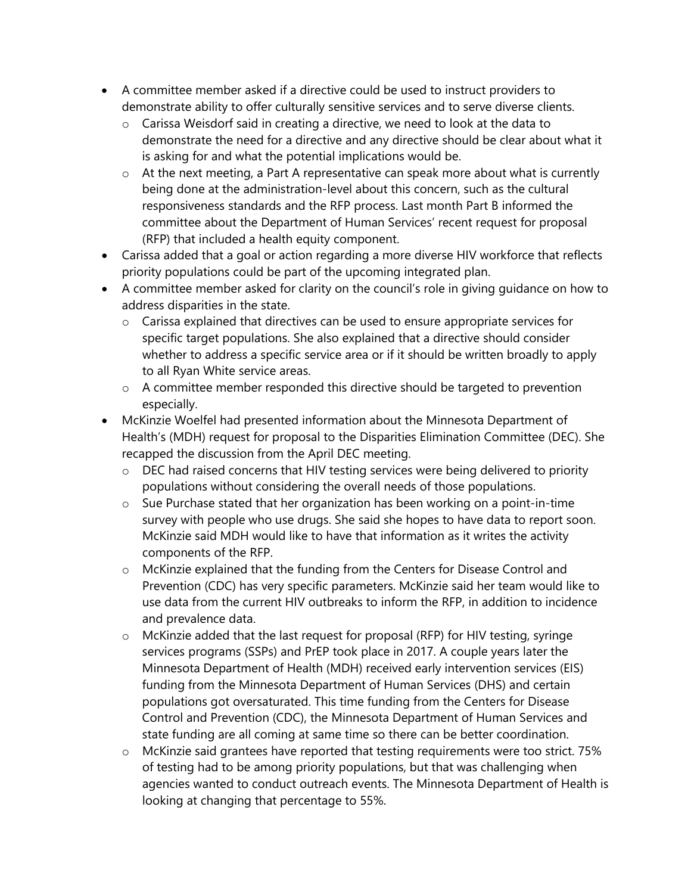- A committee member asked if a directive could be used to instruct providers to demonstrate ability to offer culturally sensitive services and to serve diverse clients.
  - Carissa Weisdorf said in creating a directive, we need to look at the data to demonstrate the need for a directive and any directive should be clear about what it is asking for and what the potential implications would be.
  - At the next meeting, a Part A representative can speak more about what is currently being done at the administration-level about this concern, such as the cultural responsiveness standards and the RFP process. Last month Part B informed the committee about the Department of Human Services' recent request for proposal (RFP) that included a health equity component.
- Carissa added that a goal or action regarding a more diverse HIV workforce that reflects priority populations could be part of the upcoming integrated plan.
- A committee member asked for clarity on the council's role in giving guidance on how to address disparities in the state.
  - Carissa explained that directives can be used to ensure appropriate services for specific target populations. She also explained that a directive should consider whether to address a specific service area or if it should be written broadly to apply to all Ryan White service areas.
  - A committee member responded this directive should be targeted to prevention especially.
- McKinzie Woelfel had presented information about the Minnesota Department of Health's (MDH) request for proposal to the Disparities Elimination Committee (DEC). She recapped the discussion from the April DEC meeting.
  - DEC had raised concerns that HIV testing services were being delivered to priority populations without considering the overall needs of those populations.
  - Sue Purchase stated that her organization has been working on a point-in-time survey with people who use drugs. She said she hopes to have data to report soon. McKinzie said MDH would like to have that information as it writes the activity components of the RFP.
  - McKinzie explained that the funding from the Centers for Disease Control and Prevention (CDC) has very specific parameters. McKinzie said her team would like to use data from the current HIV outbreaks to inform the RFP, in addition to incidence and prevalence data.
  - McKinzie added that the last request for proposal (RFP) for HIV testing, syringe services programs (SSPs) and PrEP took place in 2017. A couple years later the Minnesota Department of Health (MDH) received early intervention services (EIS) funding from the Minnesota Department of Human Services (DHS) and certain populations got oversaturated. This time funding from the Centers for Disease Control and Prevention (CDC), the Minnesota Department of Human Services and state funding are all coming at same time so there can be better coordination.
  - McKinzie said grantees have reported that testing requirements were too strict. 75% of testing had to be among priority populations, but that was challenging when agencies wanted to conduct outreach events. The Minnesota Department of Health is looking at changing that percentage to 55%.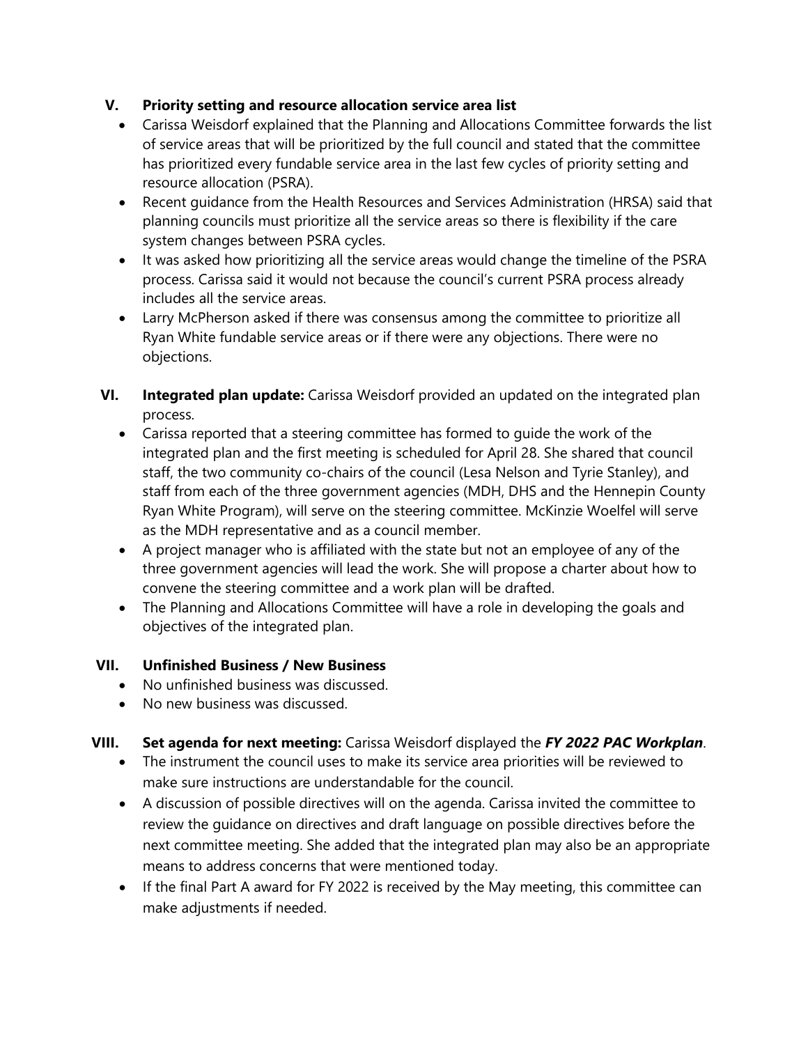V. **Priority setting and resource allocation service area list**

- Carissa Weisdorf explained that the Planning and Allocations Committee forwards the list of service areas that will be prioritized by the full council and stated that the committee has prioritized every fundable service area in the last few cycles of priority setting and resource allocation (PSRA).
- Recent guidance from the Health Resources and Services Administration (HRSA) said that planning councils must prioritize all the service areas so there is flexibility if the care system changes between PSRA cycles.
- It was asked how prioritizing all the service areas would change the timeline of the PSRA process. Carissa said it would not because the council's current PSRA process already includes all the service areas.
- Larry McPherson asked if there was consensus among the committee to prioritize all Ryan White fundable service areas or if there were any objections. There were no objections.

VI. **Integrated plan update:** Carissa Weisdorf provided an updated on the integrated plan process.

- Carissa reported that a steering committee has formed to guide the work of the integrated plan and the first meeting is scheduled for April 28. She shared that council staff, the two community co-chairs of the council (Lesa Nelson and Tyrie Stanley), and staff from each of the three government agencies (MDH, DHS and the Hennepin County Ryan White Program), will serve on the steering committee. McKinzie Woelfel will serve as the MDH representative and as a council member.
- A project manager who is affiliated with the state but not an employee of any of the three government agencies will lead the work. She will propose a charter about how to convene the steering committee and a work plan will be drafted.
- The Planning and Allocations Committee will have a role in developing the goals and objectives of the integrated plan.

VII. **Unfinished Business / New Business**

- No unfinished business was discussed.
- No new business was discussed.

VIII. **Set agenda for next meeting:** Carissa Weisdorf displayed the ***FY 2022 PAC Workplan***.

- The instrument the council uses to make its service area priorities will be reviewed to make sure instructions are understandable for the council.
- A discussion of possible directives will on the agenda. Carissa invited the committee to review the guidance on directives and draft language on possible directives before the next committee meeting. She added that the integrated plan may also be an appropriate means to address concerns that were mentioned today.
- If the final Part A award for FY 2022 is received by the May meeting, this committee can make adjustments if needed.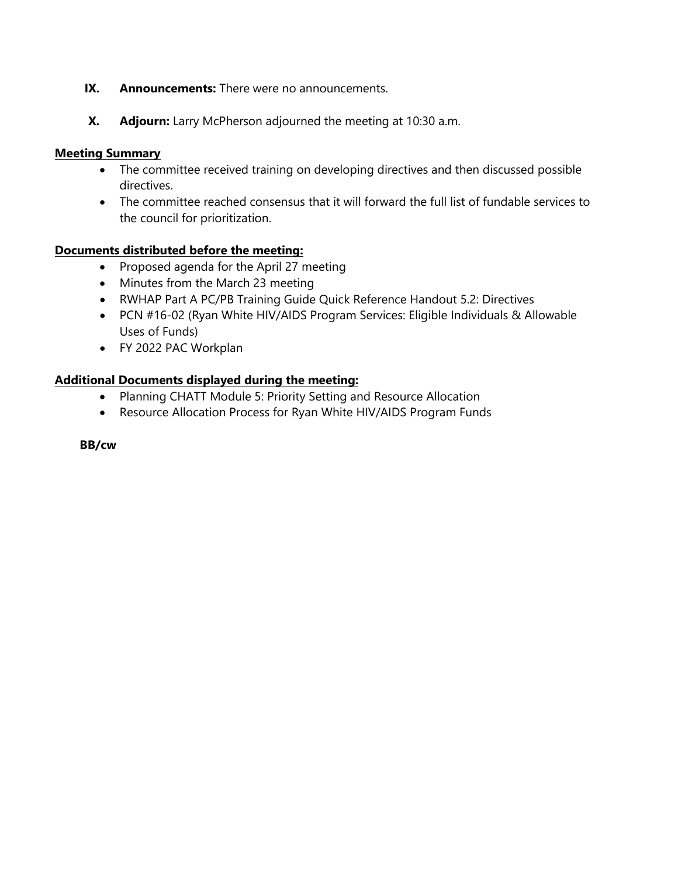**IX. Announcements:** There were no announcements.

**X. Adjourn:** Larry McPherson adjourned the meeting at 10:30 a.m.

**Meeting Summary**

- The committee received training on developing directives and then discussed possible directives.
- The committee reached consensus that it will forward the full list of fundable services to the council for prioritization.

**Documents distributed before the meeting:**

- Proposed agenda for the April 27 meeting
- Minutes from the March 23 meeting
- RWHAP Part A PC/PB Training Guide Quick Reference Handout 5.2: Directives
- PCN #16-02 (Ryan White HIV/AIDS Program Services: Eligible Individuals & Allowable Uses of Funds)
- FY 2022 PAC Workplan

**Additional Documents displayed during the meeting:**

- Planning CHATT Module 5: Priority Setting and Resource Allocation
- Resource Allocation Process for Ryan White HIV/AIDS Program Funds

**BB/cw**